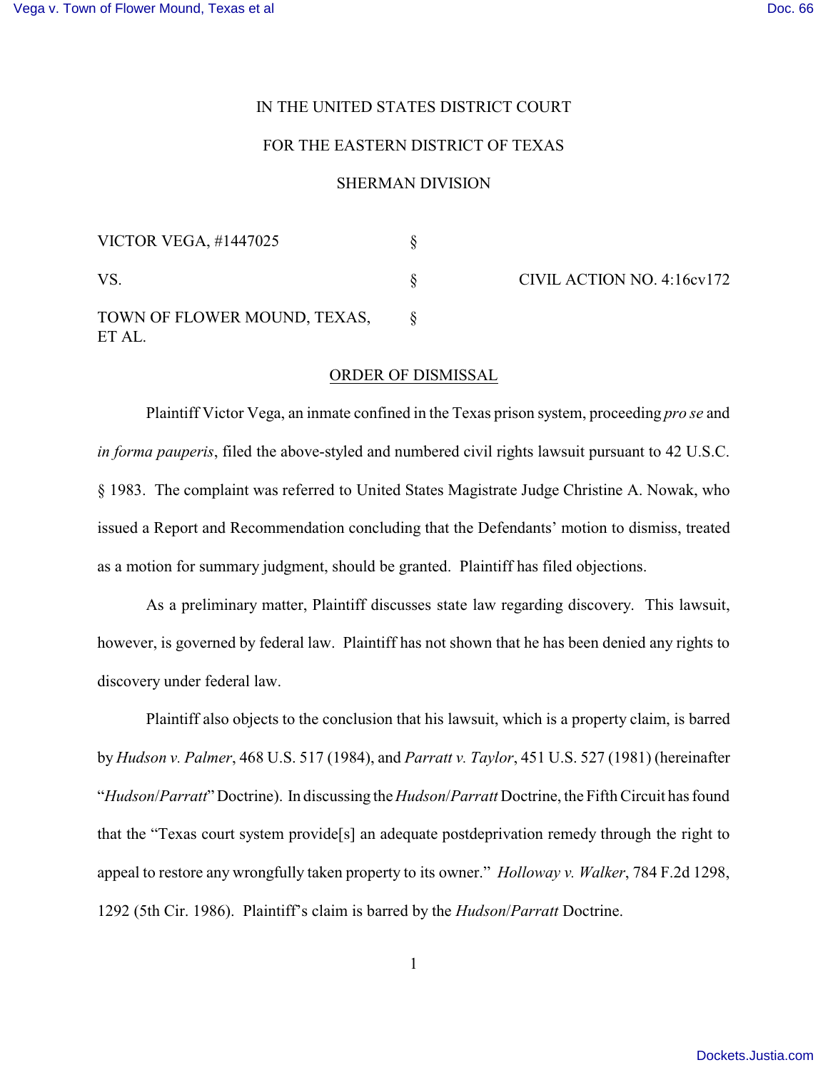IN THE UNITED STATES DISTRICT COURT

FOR THE EASTERN DISTRICT OF TEXAS

SHERMAN DIVISION

| | | |
|---|---|---|
| VICTOR VEGA, #1447025 | § | |
| VS. | § | CIVIL ACTION NO. 4:16cv172 |
| TOWN OF FLOWER MOUND, TEXAS, ET AL. | § | |

ORDER OF DISMISSAL

Plaintiff Victor Vega, an inmate confined in the Texas prison system, proceeding *pro se* and *in forma pauperis*, filed the above-styled and numbered civil rights lawsuit pursuant to 42 U.S.C. § 1983. The complaint was referred to United States Magistrate Judge Christine A. Nowak, who issued a Report and Recommendation concluding that the Defendants' motion to dismiss, treated as a motion for summary judgment, should be granted. Plaintiff has filed objections.

As a preliminary matter, Plaintiff discusses state law regarding discovery. This lawsuit, however, is governed by federal law. Plaintiff has not shown that he has been denied any rights to discovery under federal law.

Plaintiff also objects to the conclusion that his lawsuit, which is a property claim, is barred by *Hudson v. Palmer*, 468 U.S. 517 (1984), and *Parratt v. Taylor*, 451 U.S. 527 (1981) (hereinafter "*Hudson*/*Parratt*" Doctrine). In discussing the *Hudson*/*Parratt* Doctrine, the Fifth Circuit has found that the "Texas court system provide[s] an adequate postdeprivation remedy through the right to appeal to restore any wrongfully taken property to its owner." *Holloway v. Walker*, 784 F.2d 1298, 1292 (5th Cir. 1986). Plaintiff's claim is barred by the *Hudson*/*Parratt* Doctrine.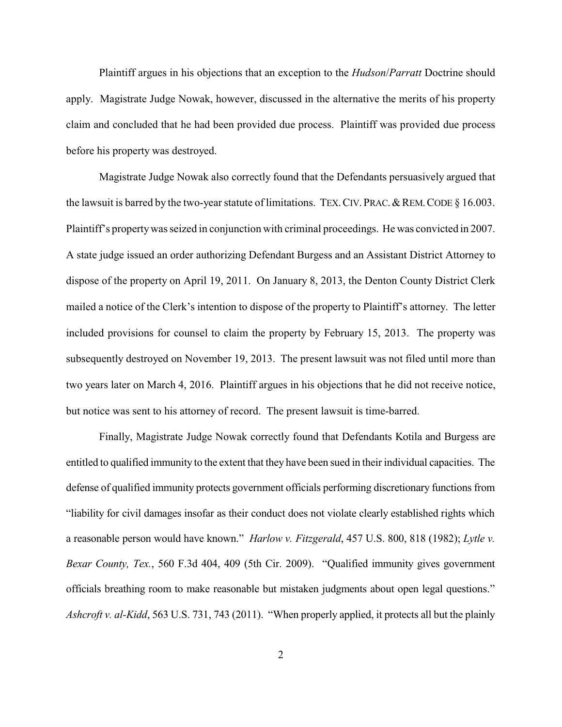Plaintiff argues in his objections that an exception to the *Hudson*/*Parratt* Doctrine should apply. Magistrate Judge Nowak, however, discussed in the alternative the merits of his property claim and concluded that he had been provided due process. Plaintiff was provided due process before his property was destroyed.

Magistrate Judge Nowak also correctly found that the Defendants persuasively argued that the lawsuit is barred by the two-year statute of limitations. TEX. CIV. PRAC. & REM. CODE § 16.003. Plaintiff's property was seized in conjunction with criminal proceedings. He was convicted in 2007. A state judge issued an order authorizing Defendant Burgess and an Assistant District Attorney to dispose of the property on April 19, 2011. On January 8, 2013, the Denton County District Clerk mailed a notice of the Clerk's intention to dispose of the property to Plaintiff's attorney. The letter included provisions for counsel to claim the property by February 15, 2013. The property was subsequently destroyed on November 19, 2013. The present lawsuit was not filed until more than two years later on March 4, 2016. Plaintiff argues in his objections that he did not receive notice, but notice was sent to his attorney of record. The present lawsuit is time-barred.

Finally, Magistrate Judge Nowak correctly found that Defendants Kotila and Burgess are entitled to qualified immunity to the extent that they have been sued in their individual capacities. The defense of qualified immunity protects government officials performing discretionary functions from "liability for civil damages insofar as their conduct does not violate clearly established rights which a reasonable person would have known." *Harlow v. Fitzgerald*, 457 U.S. 800, 818 (1982); *Lytle v. Bexar County, Tex.*, 560 F.3d 404, 409 (5th Cir. 2009). "Qualified immunity gives government officials breathing room to make reasonable but mistaken judgments about open legal questions." *Ashcroft v. al-Kidd*, 563 U.S. 731, 743 (2011). "When properly applied, it protects all but the plainly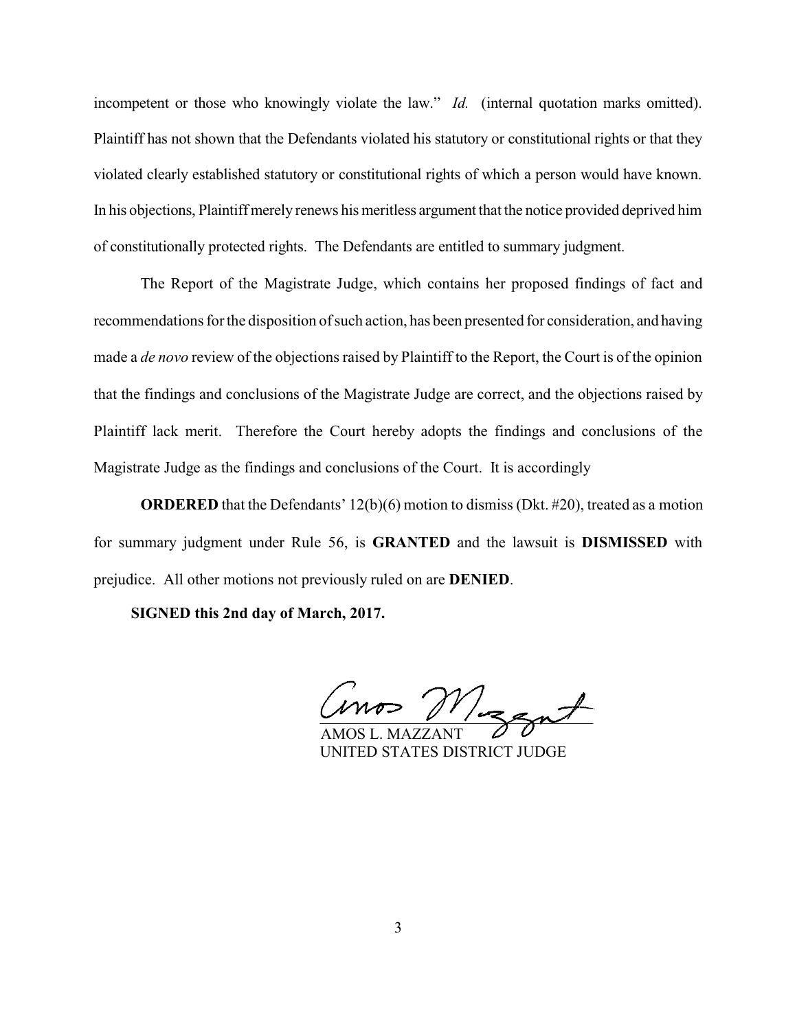incompetent or those who knowingly violate the law." *Id.* (internal quotation marks omitted). Plaintiff has not shown that the Defendants violated his statutory or constitutional rights or that they violated clearly established statutory or constitutional rights of which a person would have known. In his objections, Plaintiff merely renews his meritless argument that the notice provided deprived him of constitutionally protected rights. The Defendants are entitled to summary judgment.

The Report of the Magistrate Judge, which contains her proposed findings of fact and recommendations for the disposition of such action, has been presented for consideration, and having made a *de novo* review of the objections raised by Plaintiff to the Report, the Court is of the opinion that the findings and conclusions of the Magistrate Judge are correct, and the objections raised by Plaintiff lack merit. Therefore the Court hereby adopts the findings and conclusions of the Magistrate Judge as the findings and conclusions of the Court. It is accordingly

**ORDERED** that the Defendants' 12(b)(6) motion to dismiss (Dkt. #20), treated as a motion for summary judgment under Rule 56, is **GRANTED** and the lawsuit is **DISMISSED** with prejudice. All other motions not previously ruled on are **DENIED**.

**SIGNED this 2nd day of March, 2017.**

AMOS L. MAZZANT
UNITED STATES DISTRICT JUDGE